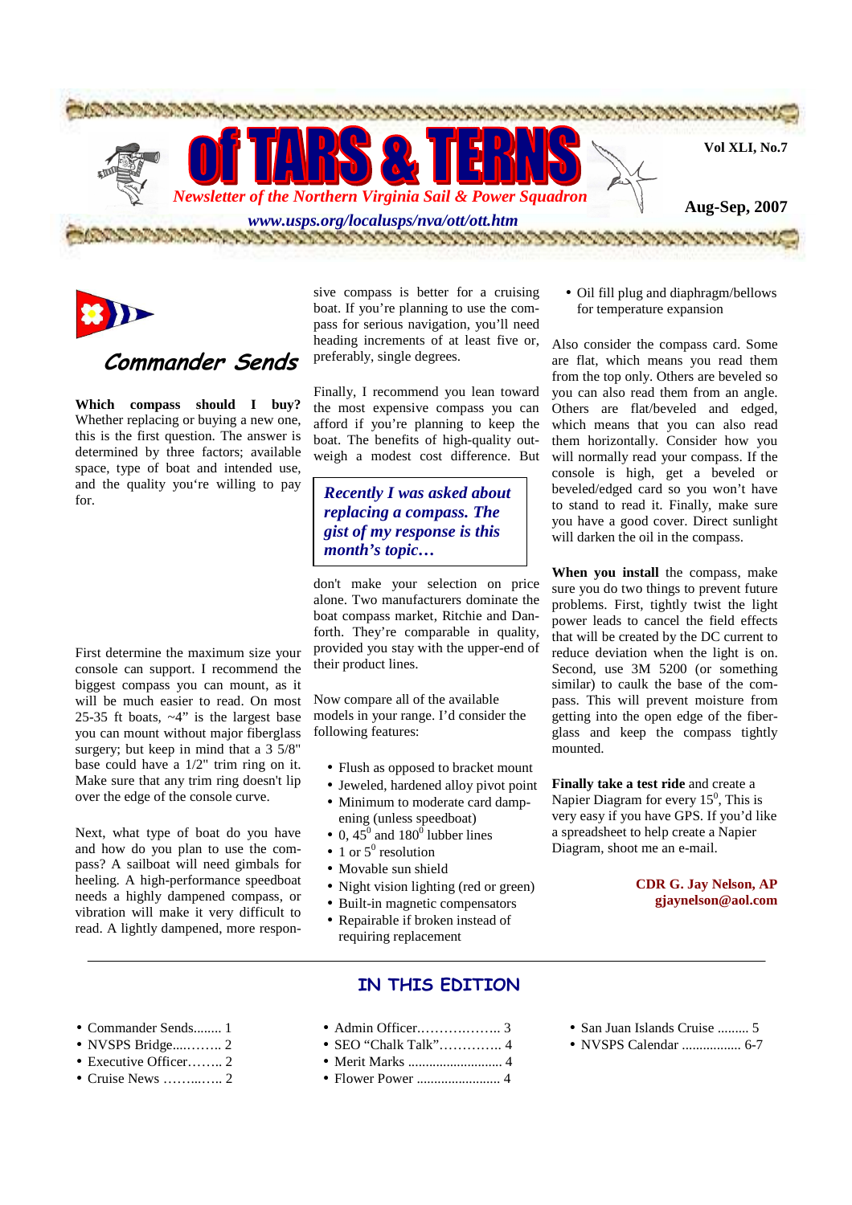# Of TARS & TERNS

*Newsletter of the Northern Virginia Sail & Power Squadron*

*www.usps.org/localusps/nva/ott/ott.htm*

Vol XLI, No.7

Aug-Sep, 2007

## Commander Sends

**Which compass should I buy?** Whether replacing or buying a new one, this is the first question. The answer is determined by three factors; available space, type of boat and intended use, and the quality you're willing to pay for.

*Recently I was asked about replacing a compass. The gist of my response is this month's topic…*

First determine the maximum size your console can support. I recommend the biggest compass you can mount, as it will be much easier to read. On most 25-35 ft boats, ~4" is the largest base you can mount without major fiberglass surgery; but keep in mind that a 3 5/8" base could have a 1/2" trim ring on it. Make sure that any trim ring doesn't lip over the edge of the console curve.

Next, what type of boat do you have and how do you plan to use the compass? A sailboat will need gimbals for heeling. A high-performance speedboat needs a highly dampened compass, or vibration will make it very difficult to read. A lightly dampened, more responsive compass is better for a cruising boat. If you're planning to use the compass for serious navigation, you'll need heading increments of at least five or, preferably, single degrees.

Finally, I recommend you lean toward the most expensive compass you can afford if you're planning to keep the boat. The benefits of high-quality outweigh a modest cost difference. But don't make your selection on price alone. Two manufacturers dominate the boat compass market, Ritchie and Danforth. They're comparable in quality, provided you stay with the upper-end of their product lines.

Now compare all of the available models in your range. I'd consider the following features:

- Flush as opposed to bracket mount
- Jeweled, hardened alloy pivot point
- Minimum to moderate card dampening (unless speedboat)
- 0, $45^0$ and $180^0$ lubber lines
- 1 or $5^0$ resolution
- Movable sun shield
- Night vision lighting (red or green)
- Built-in magnetic compensators
- Repairable if broken instead of requiring replacement
- Oil fill plug and diaphragm/bellows for temperature expansion

Also consider the compass card. Some are flat, which means you read them from the top only. Others are beveled so you can also read them from an angle. Others are flat/beveled and edged, which means that you can also read them horizontally. Consider how you will normally read your compass. If the console is high, get a beveled or beveled/edged card so you won't have to stand to read it. Finally, make sure you have a good cover. Direct sunlight will darken the oil in the compass.

**When you install** the compass, make sure you do two things to prevent future problems. First, tightly twist the light power leads to cancel the field effects that will be created by the DC current to reduce deviation when the light is on. Second, use 3M 5200 (or something similar) to caulk the base of the compass. This will prevent moisture from getting into the open edge of the fiberglass and keep the compass tightly mounted.

**Finally take a test ride** and create a Napier Diagram for every $15^0$, This is very easy if you have GPS. If you'd like a spreadsheet to help create a Napier Diagram, shoot me an e-mail.

**CDR G. Jay Nelson, AP**
**gjaynelson@aol.com**

## IN THIS EDITION

- Commander Sends........ 1
- NVSPS Bridge....…….. 2
- Executive Officer…….. 2
- Cruise News ……..….. 2
- Admin Officer……………….. 3
- SEO "Chalk Talk"………….. 4
- Merit Marks ........................... 4
- Flower Power ........................ 4
- San Juan Islands Cruise ......... 5
- NVSPS Calendar ................. 6-7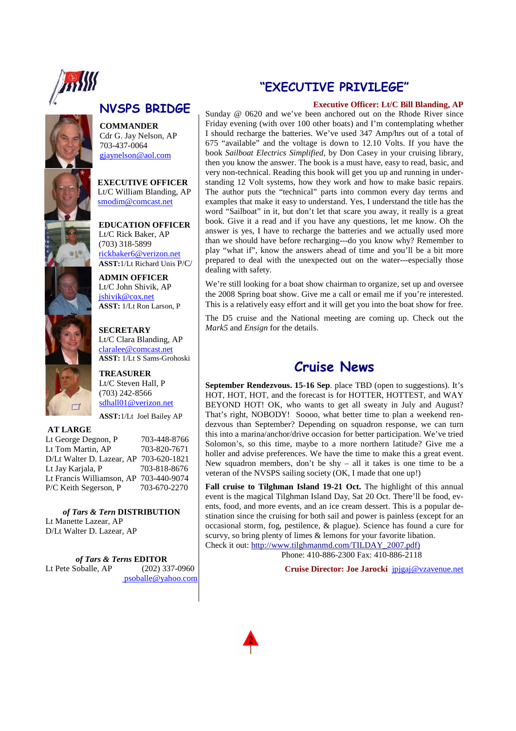## NVSPS BRIDGE

**COMMANDER**
Cdr G. Jay Nelson, AP
703-437-0064
gjaynelson@aol.com

**EXECUTIVE OFFICER**
Lt/C William Blanding, AP
smodim@comcast.net

**EDUCATION OFFICER**
Lt/C Rick Baker, AP
(703) 318-5899
rickbaker6@verizon.net
**ASST:**1/Lt Richard Unis P/C/

**ADMIN OFFICER**
Lt/C John Shivik, AP
jshivik@cox.net
**ASST:** 1/Lt Ron Larson, P

**SECRETARY**
Lt/C Clara Blanding, AP
claralee@comcast.net
**ASST:** 1/Lt S Sams-Grohoski

**TREASURER**
Lt/C Steven Hall, P
(703) 242-8566
sdhall01@verizon.net
**ASST:**1/Lt Joel Bailey AP

**AT LARGE**

| | |
|---|---|
| Lt George Degnon, P | 703-448-8766 |
| Lt Tom Martin, AP | 703-820-7671 |
| D/Lt Walter D. Lazear, AP | 703-620-1821 |
| Lt Jay Karjala, P | 703-818-8676 |
| Lt Francis Williamson, AP | 703-440-9074 |
| P/C Keith Segerson, P | 703-670-2270 |

***of Tars & Tern* DISTRIBUTION**
Lt Manette Lazear, AP
D/Lt Walter D. Lazear, AP

***of Tars & Terns* EDITOR**
Lt Pete Soballe, AP (202) 337-0960
psoballe@yahoo.com

## "EXECUTIVE PRIVILEGE"

**Executive Officer: Lt/C Bill Blanding, AP**

Sunday @ 0620 and we've been anchored out on the Rhode River since Friday evening (with over 100 other boats) and I'm contemplating whether I should recharge the batteries. We've used 347 Amp/hrs out of a total of 675 "available" and the voltage is down to 12.10 Volts. If you have the book *Sailboat Electrics Simplified*, by Don Casey in your cruising library, then you know the answer. The book is a must have, easy to read, basic, and very non-technical. Reading this book will get you up and running in understanding 12 Volt systems, how they work and how to make basic repairs. The author puts the "technical" parts into common every day terms and examples that make it easy to understand. Yes, I understand the title has the word "Sailboat" in it, but don't let that scare you away, it really is a great book. Give it a read and if you have any questions, let me know. Oh the answer is yes, I have to recharge the batteries and we actually used more than we should have before recharging---do you know why? Remember to play "what if", know the answers ahead of time and you'll be a bit more prepared to deal with the unexpected out on the water---especially those dealing with safety.

We're still looking for a boat show chairman to organize, set up and oversee the 2008 Spring boat show. Give me a call or email me if you're interested. This is a relatively easy effort and it will get you into the boat show for free.

The D5 cruise and the National meeting are coming up. Check out the *Mark5* and *Ensign* for the details.

## Cruise News

**September Rendezvous. 15-16 Sep**. place TBD (open to suggestions). It's HOT, HOT, HOT, and the forecast is for HOTTER, HOTTEST, and WAY BEYOND HOT! OK, who wants to get all sweaty in July and August? That's right, NOBODY! Soooo, what better time to plan a weekend rendezvous than September? Depending on squadron response, we can turn this into a marina/anchor/drive occasion for better participation. We've tried Solomon's, so this time, maybe to a more northern latitude? Give me a holler and advise preferences. We have the time to make this a great event. New squadron members, don't be shy – all it takes is one time to be a veteran of the NVSPS sailing society (OK, I made that one up!)

**Fall cruise to Tilghman Island 19-21 Oct.** The highlight of this annual event is the magical Tilghman Island Day, Sat 20 Oct. There'll be food, events, food, and more events, and an ice cream dessert. This is a popular destination since the cruising for both sail and power is painless (except for an occasional storm, fog, pestilence, & plague). Science has found a cure for scurvy, so bring plenty of limes & lemons for your favorite libation.
Check it out: http://www.tilghmanmd.com/TILDAY_2007.pdf)
Phone: 410-886-2300 Fax: 410-886-2118

**Cruise Director: Joe Jarocki** jpjgaj@vzavenue.net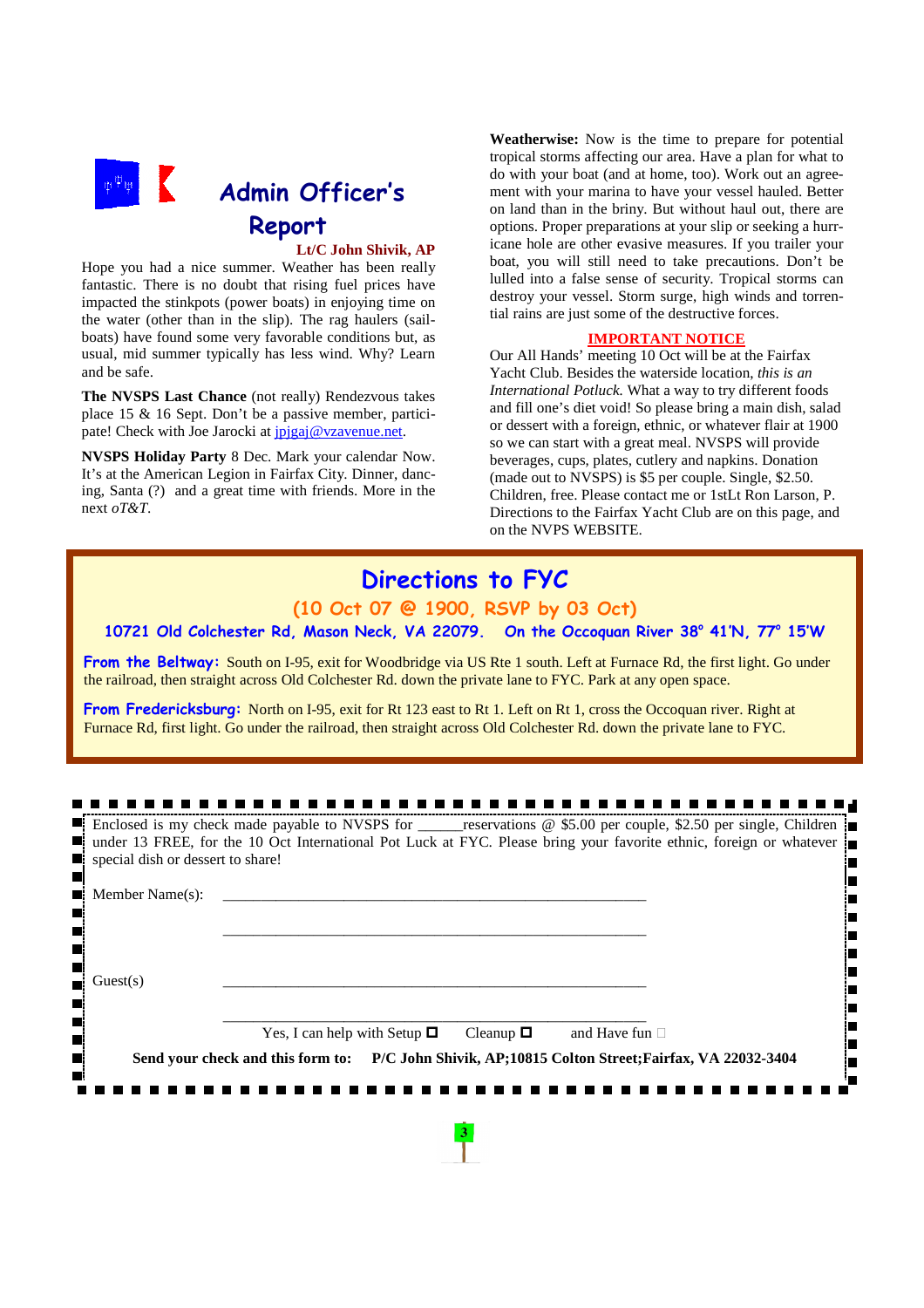# Admin Officer's Report

**Lt/C John Shivik, AP**

Hope you had a nice summer. Weather has been really fantastic. There is no doubt that rising fuel prices have impacted the stinkpots (power boats) in enjoying time on the water (other than in the slip). The rag haulers (sailboats) have found some very favorable conditions but, as usual, mid summer typically has less wind. Why? Learn and be safe.

**The NVSPS Last Chance** (not really) Rendezvous takes place 15 & 16 Sept. Don't be a passive member, participate! Check with Joe Jarocki at jpjgaj@vzavenue.net.

**NVSPS Holiday Party** 8 Dec. Mark your calendar Now. It's at the American Legion in Fairfax City. Dinner, dancing, Santa (?) and a great time with friends. More in the next *oT&T.*

**Weatherwise:** Now is the time to prepare for potential tropical storms affecting our area. Have a plan for what to do with your boat (and at home, too). Work out an agreement with your marina to have your vessel hauled. Better on land than in the briny. But without haul out, there are options. Proper preparations at your slip or seeking a hurricane hole are other evasive measures. If you trailer your boat, you will still need to take precautions. Don't be lulled into a false sense of security. Tropical storms can destroy your vessel. Storm surge, high winds and torrential rains are just some of the destructive forces.

**IMPORTANT NOTICE**

Our All Hands' meeting 10 Oct will be at the Fairfax Yacht Club. Besides the waterside location, *this is an International Potluck.* What a way to try different foods and fill one's diet void! So please bring a main dish, salad or dessert with a foreign, ethnic, or whatever flair at 1900 so we can start with a great meal. NVSPS will provide beverages, cups, plates, cutlery and napkins. Donation (made out to NVSPS) is $5 per couple. Single, $2.50. Children, free. Please contact me or 1stLt Ron Larson, P. Directions to the Fairfax Yacht Club are on this page, and on the NVPS WEBSITE.

## Directions to FYC

**(10 Oct 07 @ 1900, RSVP by 03 Oct)**

**10721 Old Colchester Rd, Mason Neck, VA 22079. On the Occoquan River 38° 41'N, 77° 15'W**

**From the Beltway:** South on I-95, exit for Woodbridge via US Rte 1 south. Left at Furnace Rd, the first light. Go under the railroad, then straight across Old Colchester Rd. down the private lane to FYC. Park at any open space.

**From Fredericksburg:** North on I-95, exit for Rt 123 east to Rt 1. Left on Rt 1, cross the Occoquan river. Right at Furnace Rd, first light. Go under the railroad, then straight across Old Colchester Rd. down the private lane to FYC.

---

Enclosed is my check made payable to NVSPS for ______reservations @ $5.00 per couple, $2.50 per single, Children under 13 FREE, for the 10 Oct International Pot Luck at FYC. Please bring your favorite ethnic, foreign or whatever special dish or dessert to share!

Member Name(s): ____________________________________________

____________________________________________

Guest(s) ____________________________________________

____________________________________________

Yes, I can help with Setup ☐ Cleanup ☐ and Have fun ☐

**Send your check and this form to: P/C John Shivik, AP;10815 Colton Street;Fairfax, VA 22032-3404**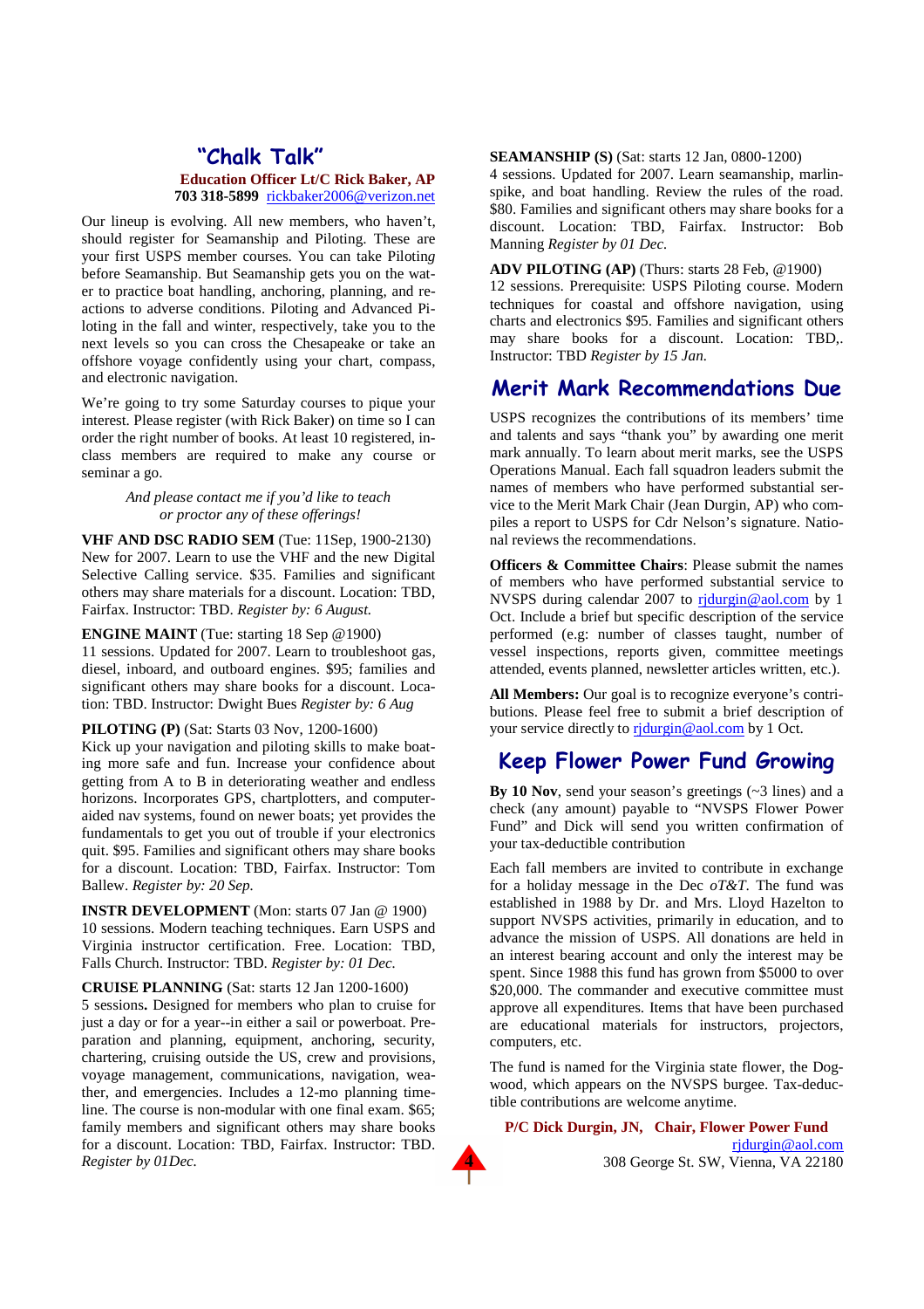## "Chalk Talk"

**Education Officer Lt/C Rick Baker, AP**
**703 318-5899** rickbaker2006@verizon.net

Our lineup is evolving. All new members, who haven't, should register for Seamanship and Piloting. These are your first USPS member courses. You can take Piloting before Seamanship. But Seamanship gets you on the water to practice boat handling, anchoring, planning, and reactions to adverse conditions. Piloting and Advanced Piloting in the fall and winter, respectively, take you to the next levels so you can cross the Chesapeake or take an offshore voyage confidently using your chart, compass, and electronic navigation.

We're going to try some Saturday courses to pique your interest. Please register (with Rick Baker) on time so I can order the right number of books. At least 10 registered, in-class members are required to make any course or seminar a go.

*And please contact me if you'd like to teach or proctor any of these offerings!*

**VHF AND DSC RADIO SEM** (Tue: 11Sep, 1900-2130)
New for 2007. Learn to use the VHF and the new Digital Selective Calling service. $35. Families and significant others may share materials for a discount. Location: TBD, Fairfax. Instructor: TBD. *Register by: 6 August.*

**ENGINE MAINT** (Tue: starting 18 Sep @1900)
11 sessions. Updated for 2007. Learn to troubleshoot gas, diesel, inboard, and outboard engines. $95; families and significant others may share books for a discount. Location: TBD. Instructor: Dwight Bues *Register by: 6 Aug*

**PILOTING (P)** (Sat: Starts 03 Nov, 1200-1600)
Kick up your navigation and piloting skills to make boating more safe and fun. Increase your confidence about getting from A to B in deteriorating weather and endless horizons. Incorporates GPS, chartplotters, and computer-aided nav systems, found on newer boats; yet provides the fundamentals to get you out of trouble if your electronics quit. $95. Families and significant others may share books for a discount. Location: TBD, Fairfax. Instructor: Tom Ballew. *Register by: 20 Sep.*

**INSTR DEVELOPMENT** (Mon: starts 07 Jan @ 1900)
10 sessions. Modern teaching techniques. Earn USPS and Virginia instructor certification. Free. Location: TBD, Falls Church. Instructor: TBD. *Register by: 01 Dec.*

**CRUISE PLANNING** (Sat: starts 12 Jan 1200-1600)
5 sessions**.** Designed for members who plan to cruise for just a day or for a year--in either a sail or powerboat. Preparation and planning, equipment, anchoring, security, chartering, cruising outside the US, crew and provisions, voyage management, communications, navigation, weather, and emergencies. Includes a 12-mo planning timeline. The course is non-modular with one final exam. $65; family members and significant others may share books for a discount. Location: TBD, Fairfax. Instructor: TBD. *Register by 01Dec.*

**SEAMANSHIP (S)** (Sat: starts 12 Jan, 0800-1200)
4 sessions. Updated for 2007. Learn seamanship, marlinspike, and boat handling. Review the rules of the road. $80. Families and significant others may share books for a discount. Location: TBD, Fairfax. Instructor: Bob Manning *Register by 01 Dec.*

**ADV PILOTING (AP)** (Thurs: starts 28 Feb, @1900)
12 sessions. Prerequisite: USPS Piloting course. Modern techniques for coastal and offshore navigation, using charts and electronics $95. Families and significant others may share books for a discount. Location: TBD,. Instructor: TBD *Register by 15 Jan.*

## Merit Mark Recommendations Due

USPS recognizes the contributions of its members' time and talents and says "thank you" by awarding one merit mark annually. To learn about merit marks, see the USPS Operations Manual. Each fall squadron leaders submit the names of members who have performed substantial service to the Merit Mark Chair (Jean Durgin, AP) who compiles a report to USPS for Cdr Nelson's signature. National reviews the recommendations.

**Officers & Committee Chairs**: Please submit the names of members who have performed substantial service to NVSPS during calendar 2007 to rjdurgin@aol.com by 1 Oct. Include a brief but specific description of the service performed (e.g: number of classes taught, number of vessel inspections, reports given, committee meetings attended, events planned, newsletter articles written, etc.).

**All Members:** Our goal is to recognize everyone's contributions. Please feel free to submit a brief description of your service directly to rjdurgin@aol.com by 1 Oct.

## Keep Flower Power Fund Growing

**By 10 Nov**, send your season's greetings (~3 lines) and a check (any amount) payable to "NVSPS Flower Power Fund" and Dick will send you written confirmation of your tax-deductible contribution

Each fall members are invited to contribute in exchange for a holiday message in the Dec *oT&T*. The fund was established in 1988 by Dr. and Mrs. Lloyd Hazelton to support NVSPS activities, primarily in education, and to advance the mission of USPS. All donations are held in an interest bearing account and only the interest may be spent. Since 1988 this fund has grown from $5000 to over $20,000. The commander and executive committee must approve all expenditures. Items that have been purchased are educational materials for instructors, projectors, computers, etc.

The fund is named for the Virginia state flower, the Dogwood, which appears on the NVSPS burgee. Tax-deductible contributions are welcome anytime.

**P/C Dick Durgin, JN, Chair, Flower Power Fund**
rjdurgin@aol.com
308 George St. SW, Vienna, VA 22180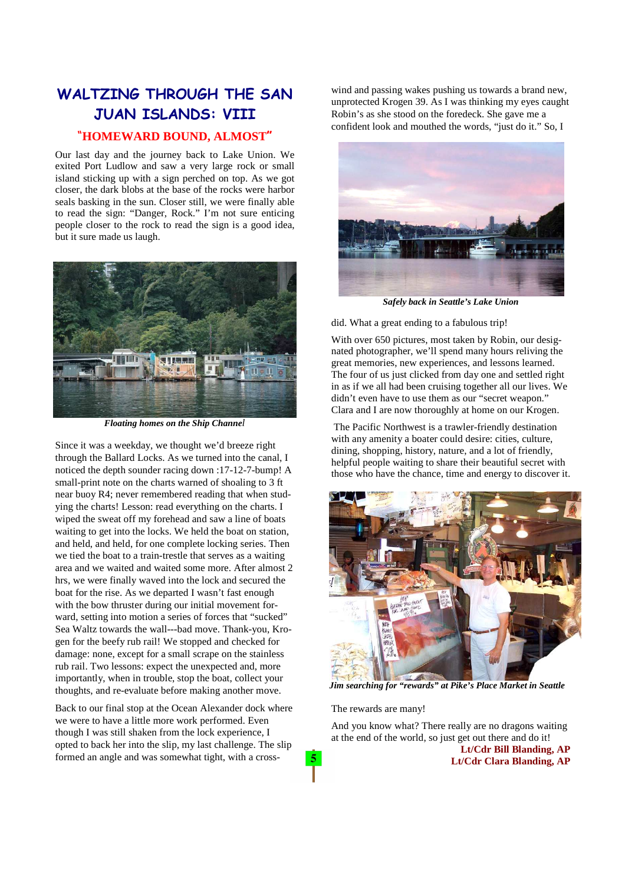# WALTZING THROUGH THE SAN JUAN ISLANDS: VIII

## "HOMEWARD BOUND, ALMOST"

Our last day and the journey back to Lake Union. We exited Port Ludlow and saw a very large rock or small island sticking up with a sign perched on top. As we got closer, the dark blobs at the base of the rocks were harbor seals basking in the sun. Closer still, we were finally able to read the sign: "Danger, Rock." I'm not sure enticing people closer to the rock to read the sign is a good idea, but it sure made us laugh.

*Floating homes on the Ship Channel*

Since it was a weekday, we thought we'd breeze right through the Ballard Locks. As we turned into the canal, I noticed the depth sounder racing down :17-12-7-bump! A small-print note on the charts warned of shoaling to 3 ft near buoy R4; never remembered reading that when studying the charts! Lesson: read everything on the charts. I wiped the sweat off my forehead and saw a line of boats waiting to get into the locks. We held the boat on station, and held, and held, for one complete locking series. Then we tied the boat to a train-trestle that serves as a waiting area and we waited and waited some more. After almost 2 hrs, we were finally waved into the lock and secured the boat for the rise. As we departed I wasn't fast enough with the bow thruster during our initial movement forward, setting into motion a series of forces that "sucked" Sea Waltz towards the wall---bad move. Thank-you, Krogen for the beefy rub rail! We stopped and checked for damage: none, except for a small scrape on the stainless rub rail. Two lessons: expect the unexpected and, more importantly, when in trouble, stop the boat, collect your thoughts, and re-evaluate before making another move.

Back to our final stop at the Ocean Alexander dock where we were to have a little more work performed. Even though I was still shaken from the lock experience, I opted to back her into the slip, my last challenge. The slip formed an angle and was somewhat tight, with a cross-wind and passing wakes pushing us towards a brand new, unprotected Krogen 39. As I was thinking my eyes caught Robin's as she stood on the foredeck. She gave me a confident look and mouthed the words, "just do it." So, I did. What a great ending to a fabulous trip!

*Safely back in Seattle's Lake Union*

With over 650 pictures, most taken by Robin, our designated photographer, we'll spend many hours reliving the great memories, new experiences, and lessons learned. The four of us just clicked from day one and settled right in as if we all had been cruising together all our lives. We didn't even have to use them as our "secret weapon." Clara and I are now thoroughly at home on our Krogen.

The Pacific Northwest is a trawler-friendly destination with any amenity a boater could desire: cities, culture, dining, shopping, history, nature, and a lot of friendly, helpful people waiting to share their beautiful secret with those who have the chance, time and energy to discover it.

*Jim searching for "rewards" at Pike's Place Market in Seattle*

The rewards are many!

And you know what? There really are no dragons waiting at the end of the world, so just get out there and do it!

**Lt/Cdr Bill Blanding, AP**
**Lt/Cdr Clara Blanding, AP**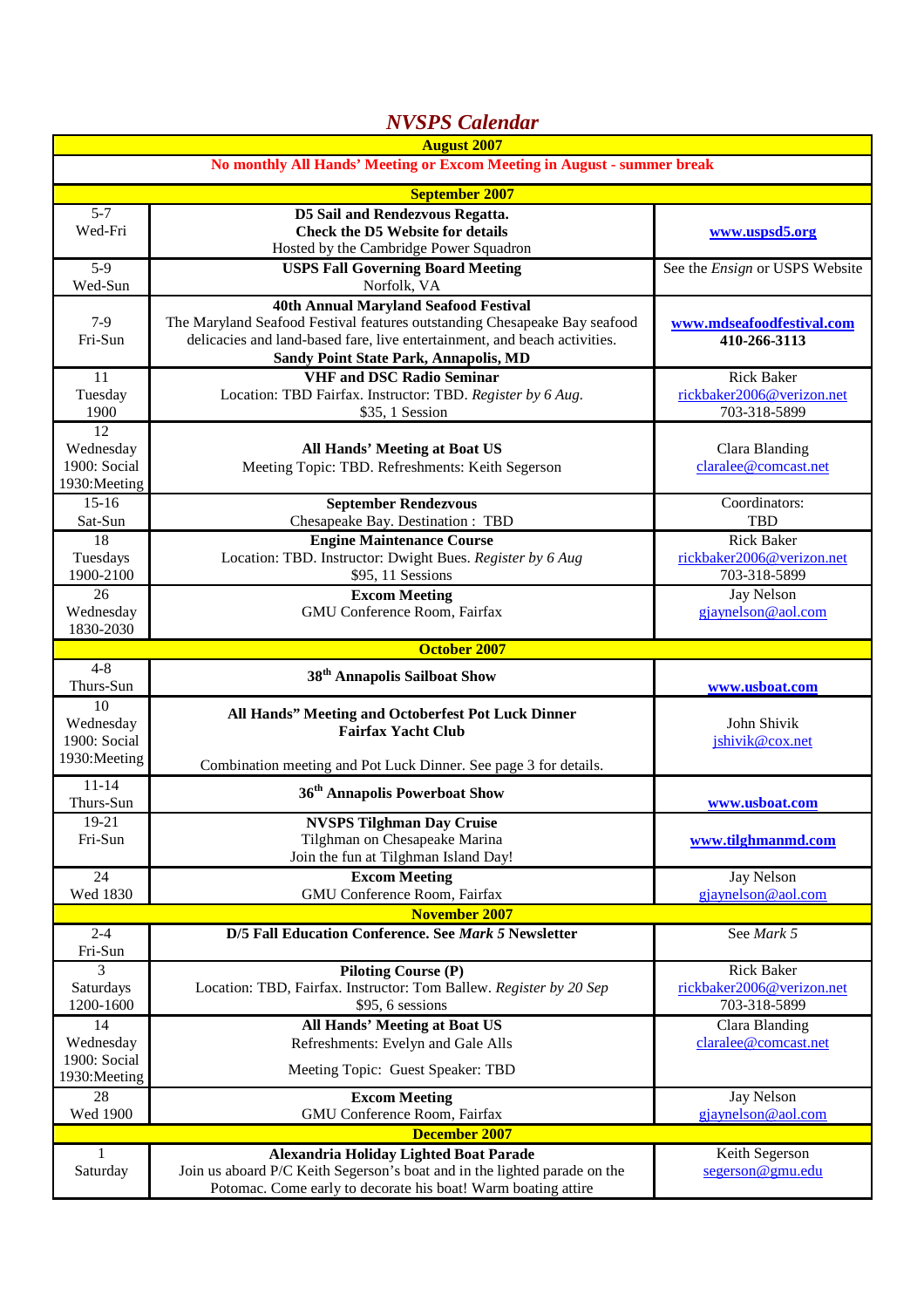# *NVSPS Calendar*

| | | |
|---|---|---|
| **August 2007** | | |
| **No monthly All Hands' Meeting or Excom Meeting in August - summer break** | | |
| **September 2007** | | |
| 5-7<br>Wed-Fri | **D5 Sail and Rendezvous Regatta.**<br>**Check the D5 Website for details**<br>Hosted by the Cambridge Power Squadron | **www.uspsd5.org** |
| 5-9<br>Wed-Sun | **USPS Fall Governing Board Meeting**<br>Norfolk, VA | See the *Ensign* or USPS Website |
| 7-9<br>Fri-Sun | **40th Annual Maryland Seafood Festival**<br>The Maryland Seafood Festival features outstanding Chesapeake Bay seafood delicacies and land-based fare, live entertainment, and beach activities.<br>**Sandy Point State Park, Annapolis, MD** | **www.mdseafoodfestival.com**<br>**410-266-3113** |
| 11<br>Tuesday<br>1900 | **VHF and DSC Radio Seminar**<br>Location: TBD Fairfax. Instructor: TBD. *Register by 6 Aug.*<br>$35, 1 Session | Rick Baker<br>rickbaker2006@verizon.net<br>703-318-5899 |
| 12<br>Wednesday<br>1900: Social<br>1930:Meeting | **All Hands' Meeting at Boat US**<br>Meeting Topic: TBD. Refreshments: Keith Segerson | Clara Blanding<br>claralee@comcast.net |
| 15-16<br>Sat-Sun | **September Rendezvous**<br>Chesapeake Bay. Destination : TBD | Coordinators:<br>TBD |
| 18<br>Tuesdays<br>1900-2100 | **Engine Maintenance Course**<br>Location: TBD. Instructor: Dwight Bues. *Register by 6 Aug*<br>$95, 11 Sessions | Rick Baker<br>rickbaker2006@verizon.net<br>703-318-5899 |
| 26<br>Wednesday<br>1830-2030 | **Excom Meeting**<br>GMU Conference Room, Fairfax | Jay Nelson<br>gjaynelson@aol.com |
| **October 2007** | | |
| 4-8<br>Thurs-Sun | **38th Annapolis Sailboat Show** | **www.usboat.com** |
| 10<br>Wednesday<br>1900: Social<br>1930:Meeting | **All Hands" Meeting and Octoberfest Pot Luck Dinner**<br>**Fairfax Yacht Club**<br><br>Combination meeting and Pot Luck Dinner. See page 3 for details. | John Shivik<br>jshivik@cox.net |
| 11-14<br>Thurs-Sun | **36th Annapolis Powerboat Show** | **www.usboat.com** |
| 19-21<br>Fri-Sun | **NVSPS Tilghman Day Cruise**<br>Tilghman on Chesapeake Marina<br>Join the fun at Tilghman Island Day! | **www.tilghmanmd.com** |
| 24<br>Wed 1830 | **Excom Meeting**<br>GMU Conference Room, Fairfax | Jay Nelson<br>gjaynelson@aol.com |
| **November 2007** | | |
| 2-4<br>Fri-Sun | **D/5 Fall Education Conference. See *Mark 5* Newsletter** | See *Mark 5* |
| 3<br>Saturdays<br>1200-1600 | **Piloting Course (P)**<br>Location: TBD, Fairfax. Instructor: Tom Ballew. *Register by 20 Sep*<br>$95, 6 sessions | Rick Baker<br>rickbaker2006@verizon.net<br>703-318-5899 |
| 14<br>Wednesday<br>1900: Social<br>1930:Meeting | **All Hands' Meeting at Boat US**<br>Refreshments: Evelyn and Gale Alls<br><br>Meeting Topic: Guest Speaker: TBD | Clara Blanding<br>claralee@comcast.net |
| 28<br>Wed 1900 | **Excom Meeting**<br>GMU Conference Room, Fairfax | Jay Nelson<br>gjaynelson@aol.com |
| **December 2007** | | |
| 1<br>Saturday | **Alexandria Holiday Lighted Boat Parade**<br>Join us aboard P/C Keith Segerson's boat and in the lighted parade on the Potomac. Come early to decorate his boat! Warm boating attire | Keith Segerson<br>segerson@gmu.edu |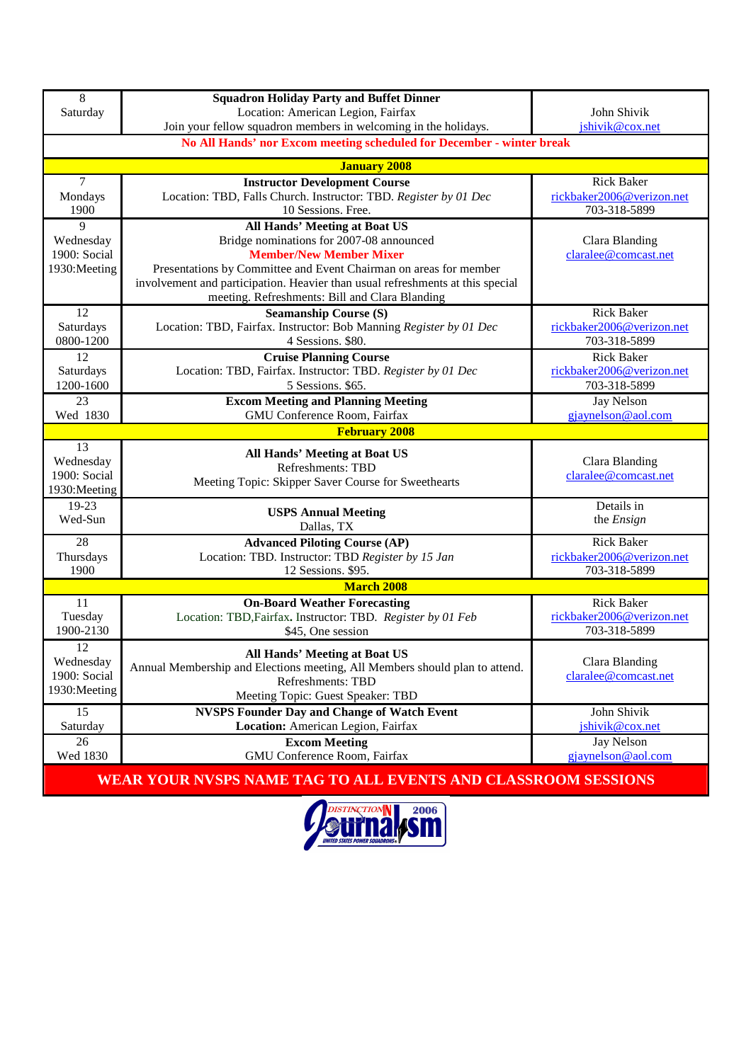| Date | Event | Contact |
|---|---|---|
| 8<br>Saturday | **Squadron Holiday Party and Buffet Dinner**<br>Location: American Legion, Fairfax<br>Join your fellow squadron members in welcoming in the holidays. | John Shivik<br>jshivik@cox.net |
| **No All Hands' nor Excom meeting scheduled for December - winter break** | | |
| **January 2008** | | |
| 7<br>Mondays<br>1900 | **Instructor Development Course**<br>Location: TBD, Falls Church. Instructor: TBD. *Register by 01 Dec*<br>10 Sessions. Free. | Rick Baker<br>rickbaker2006@verizon.net<br>703-318-5899 |
| 9<br>Wednesday<br>1900: Social<br>1930:Meeting | **All Hands' Meeting at Boat US**<br>Bridge nominations for 2007-08 announced<br>**Member/New Member Mixer**<br>Presentations by Committee and Event Chairman on areas for member involvement and participation. Heavier than usual refreshments at this special meeting. Refreshments: Bill and Clara Blanding | Clara Blanding<br>claralee@comcast.net |
| 12<br>Saturdays<br>0800-1200 | **Seamanship Course (S)**<br>Location: TBD, Fairfax. Instructor: Bob Manning *Register by 01 Dec*<br>4 Sessions. $80. | Rick Baker<br>rickbaker2006@verizon.net<br>703-318-5899 |
| 12<br>Saturdays<br>1200-1600 | **Cruise Planning Course**<br>Location: TBD, Fairfax. Instructor: TBD. *Register by 01 Dec*<br>5 Sessions. $65. | Rick Baker<br>rickbaker2006@verizon.net<br>703-318-5899 |
| 23<br>Wed 1830 | **Excom Meeting and Planning Meeting**<br>GMU Conference Room, Fairfax | Jay Nelson<br>gjaynelson@aol.com |
| **February 2008** | | |
| 13<br>Wednesday<br>1900: Social<br>1930:Meeting | **All Hands' Meeting at Boat US**<br>Refreshments: TBD<br>Meeting Topic: Skipper Saver Course for Sweethearts | Clara Blanding<br>claralee@comcast.net |
| 19-23<br>Wed-Sun | **USPS Annual Meeting**<br>Dallas, TX | Details in the *Ensign* |
| 28<br>Thursdays<br>1900 | **Advanced Piloting Course (AP)**<br>Location: TBD. Instructor: TBD *Register by 15 Jan*<br>12 Sessions. $95. | Rick Baker<br>rickbaker2006@verizon.net<br>703-318-5899 |
| **March 2008** | | |
| 11<br>Tuesday<br>1900-2130 | **On-Board Weather Forecasting**<br>Location: TBD,Fairfax. Instructor: TBD. *Register by 01 Feb*<br>$45, One session | Rick Baker<br>rickbaker2006@verizon.net<br>703-318-5899 |
| 12<br>Wednesday<br>1900: Social<br>1930:Meeting | **All Hands' Meeting at Boat US**<br>Annual Membership and Elections meeting, All Members should plan to attend.<br>Refreshments: TBD<br>Meeting Topic: Guest Speaker: TBD | Clara Blanding<br>claralee@comcast.net |
| 15<br>Saturday | **NVSPS Founder Day and Change of Watch Event**<br>**Location:** American Legion, Fairfax | John Shivik<br>jshivik@cox.net |
| 26<br>Wed 1830 | **Excom Meeting**<br>GMU Conference Room, Fairfax | Jay Nelson<br>gjaynelson@aol.com |

**WEAR YOUR NVSPS NAME TAG TO ALL EVENTS AND CLASSROOM SESSIONS**

DISTINCTION IN Journalism 2006 — UNITED STATES POWER SQUADRONS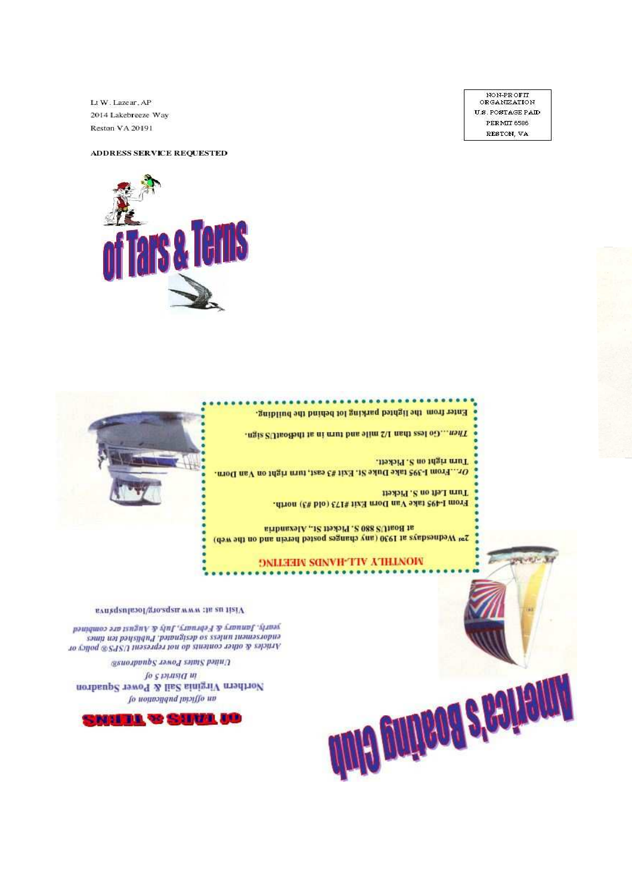Lt W. Lazear, AP
2014 Lakebreeze Way
Reston VA 20191

**ADDRESS SERVICE REQUESTED**

NON-PROFIT ORGANIZATION
U.S. POSTAGE PAID
PERMIT 6586
RESTON, VA

# of Tars & Terns

## MONTHLY ALL-HANDS MEETING

2nd Wednesdays at 1930 (any changes posted herein and on the web)
at BoatUS 880 S. Pickett St., Alexandria

From I-495 take Van Dorn Exit #173 (old #3) north.
Turn Left on S. Pickett

*Or*...From I-395 take Duke St. Exit #3 east, turn right on Van Dorn.
Turn right on S. Pickett.

*Then*...Go less than 1/2 mile and turn in at theBoatUS sign.
Enter from the lighted parking lot behind the building.

## of Tars & Terns

*an official publication of*
Northern Virginia Sail & Power Squadron
*in District 5 of*
*United States Power Squadrons®*

*Articles & other contents do not represent USPS® policy or endorsement unless so designated. Published ten times yearly. January & February, July & August are combined*

Visit us at: www.usps.org/localusps/nvsps

# America's Boating Club